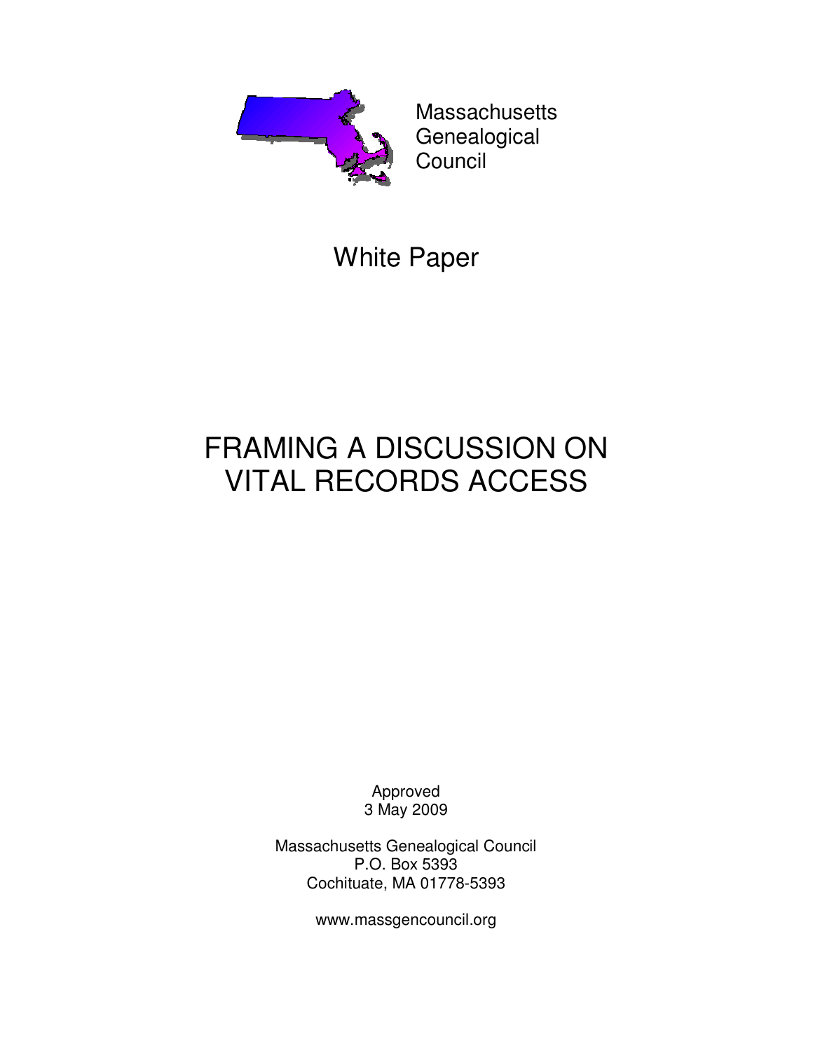Massachusetts
Genealogical
Council

White Paper

# FRAMING A DISCUSSION ON VITAL RECORDS ACCESS

Approved
3 May 2009

Massachusetts Genealogical Council
P.O. Box 5393
Cochituate, MA 01778-5393

www.massgencouncil.org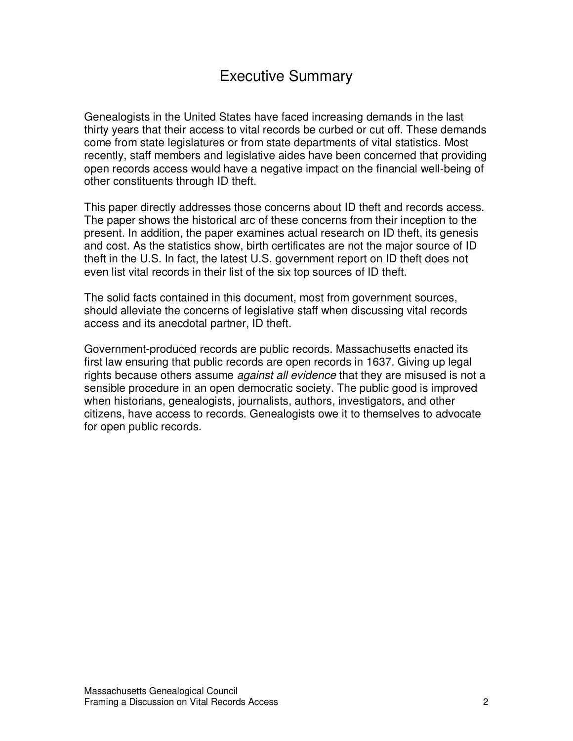# Executive Summary

Genealogists in the United States have faced increasing demands in the last thirty years that their access to vital records be curbed or cut off. These demands come from state legislatures or from state departments of vital statistics. Most recently, staff members and legislative aides have been concerned that providing open records access would have a negative impact on the financial well-being of other constituents through ID theft.

This paper directly addresses those concerns about ID theft and records access. The paper shows the historical arc of these concerns from their inception to the present. In addition, the paper examines actual research on ID theft, its genesis and cost. As the statistics show, birth certificates are not the major source of ID theft in the U.S. In fact, the latest U.S. government report on ID theft does not even list vital records in their list of the six top sources of ID theft.

The solid facts contained in this document, most from government sources, should alleviate the concerns of legislative staff when discussing vital records access and its anecdotal partner, ID theft.

Government-produced records are public records. Massachusetts enacted its first law ensuring that public records are open records in 1637. Giving up legal rights because others assume *against all evidence* that they are misused is not a sensible procedure in an open democratic society. The public good is improved when historians, genealogists, journalists, authors, investigators, and other citizens, have access to records. Genealogists owe it to themselves to advocate for open public records.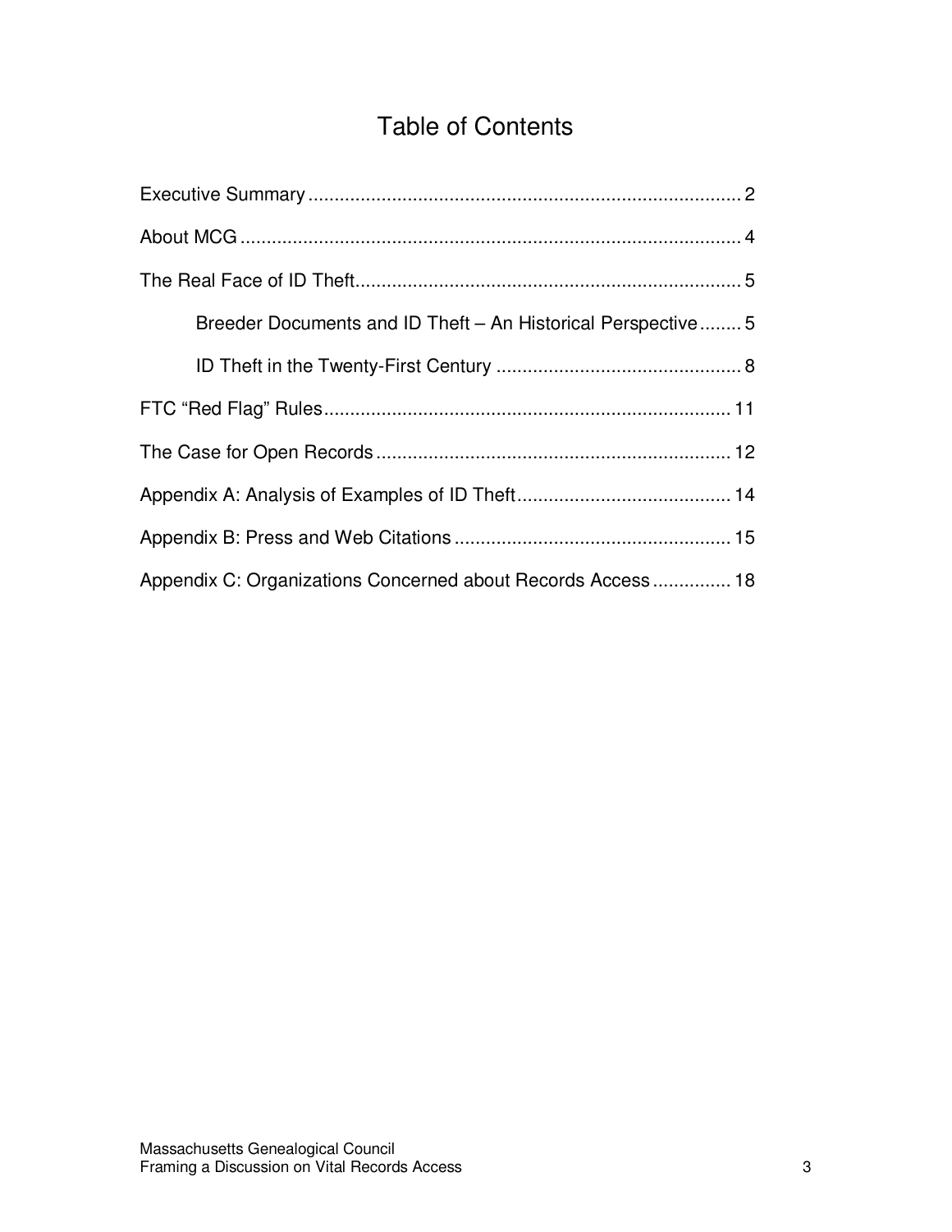# Table of Contents

Executive Summary .................................................................................. 2

About MCG ............................................................................................... 4

The Real Face of ID Theft......................................................................... 5

Breeder Documents and ID Theft – An Historical Perspective ........ 5

ID Theft in the Twenty-First Century ............................................... 8

FTC "Red Flag" Rules............................................................................. 11

The Case for Open Records ................................................................... 12

Appendix A: Analysis of Examples of ID Theft......................................... 14

Appendix B: Press and Web Citations .................................................... 15

Appendix C: Organizations Concerned about Records Access ............... 18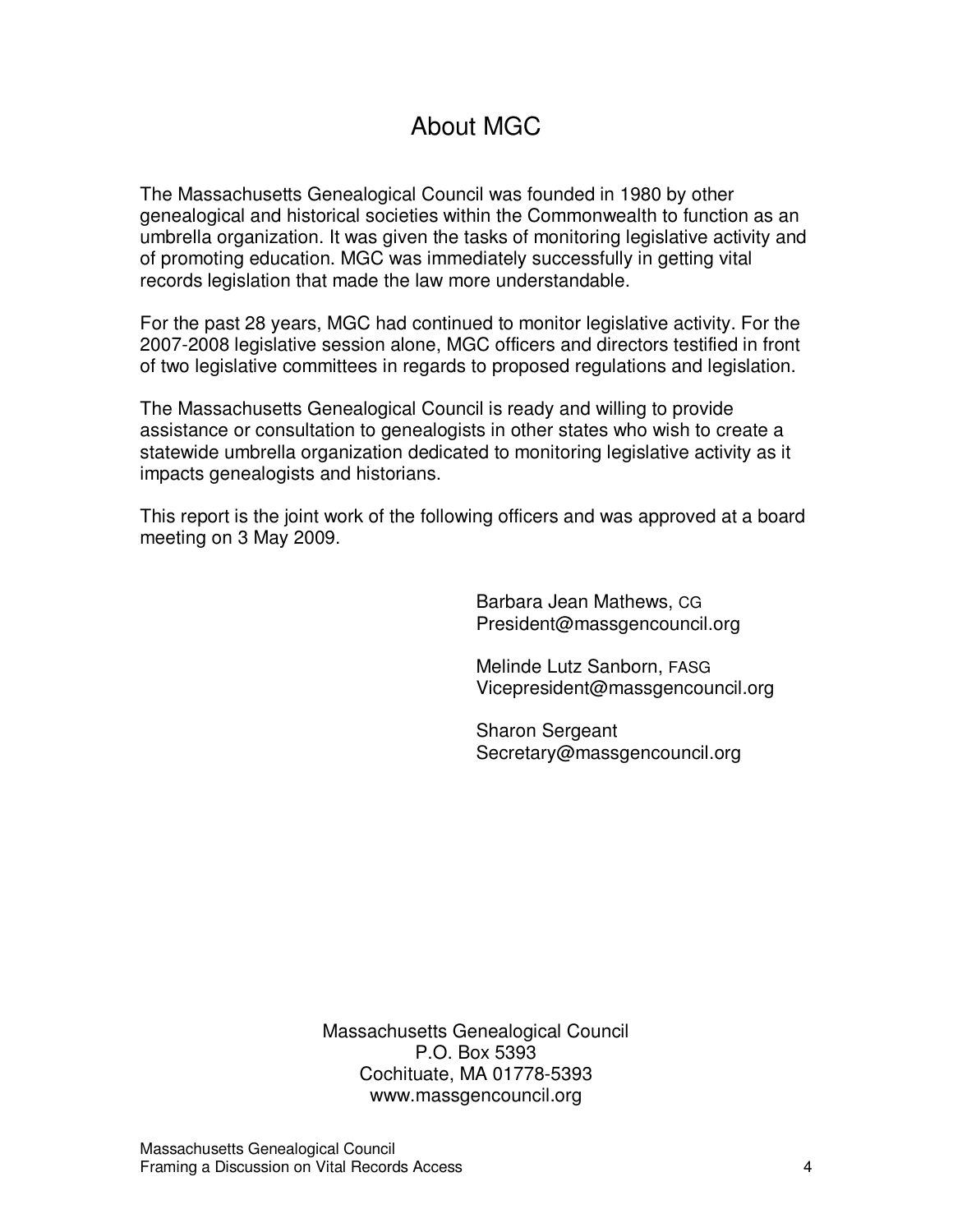# About MGC

The Massachusetts Genealogical Council was founded in 1980 by other genealogical and historical societies within the Commonwealth to function as an umbrella organization. It was given the tasks of monitoring legislative activity and of promoting education. MGC was immediately successfully in getting vital records legislation that made the law more understandable.

For the past 28 years, MGC had continued to monitor legislative activity. For the 2007-2008 legislative session alone, MGC officers and directors testified in front of two legislative committees in regards to proposed regulations and legislation.

The Massachusetts Genealogical Council is ready and willing to provide assistance or consultation to genealogists in other states who wish to create a statewide umbrella organization dedicated to monitoring legislative activity as it impacts genealogists and historians.

This report is the joint work of the following officers and was approved at a board meeting on 3 May 2009.

Barbara Jean Mathews, CG
President@massgencouncil.org

Melinde Lutz Sanborn, FASG
Vicepresident@massgencouncil.org

Sharon Sergeant
Secretary@massgencouncil.org

Massachusetts Genealogical Council
P.O. Box 5393
Cochituate, MA 01778-5393
www.massgencouncil.org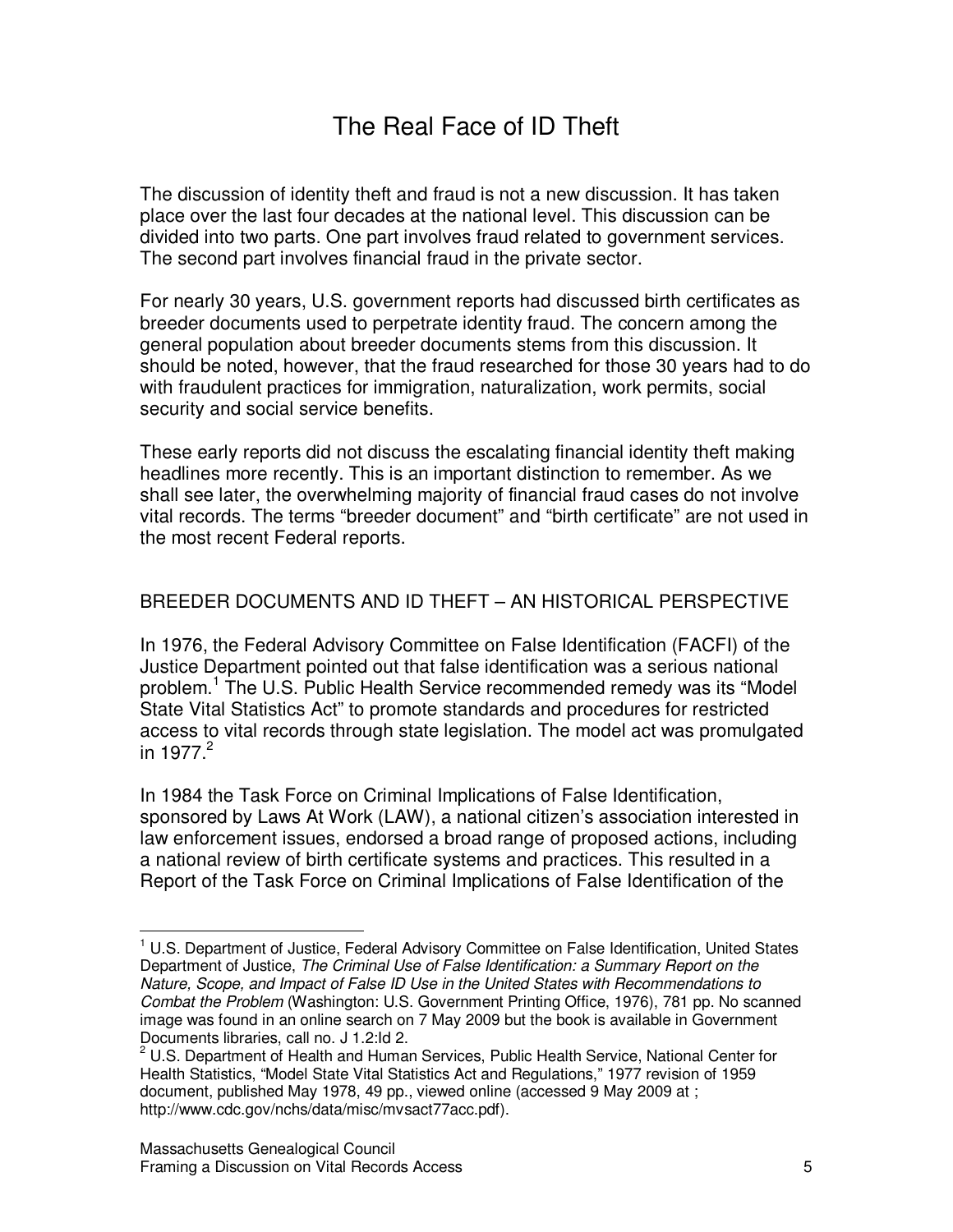# The Real Face of ID Theft

The discussion of identity theft and fraud is not a new discussion. It has taken place over the last four decades at the national level. This discussion can be divided into two parts. One part involves fraud related to government services. The second part involves financial fraud in the private sector.

For nearly 30 years, U.S. government reports had discussed birth certificates as breeder documents used to perpetrate identity fraud. The concern among the general population about breeder documents stems from this discussion. It should be noted, however, that the fraud researched for those 30 years had to do with fraudulent practices for immigration, naturalization, work permits, social security and social service benefits.

These early reports did not discuss the escalating financial identity theft making headlines more recently. This is an important distinction to remember. As we shall see later, the overwhelming majority of financial fraud cases do not involve vital records. The terms "breeder document" and "birth certificate" are not used in the most recent Federal reports.

## BREEDER DOCUMENTS AND ID THEFT – AN HISTORICAL PERSPECTIVE

In 1976, the Federal Advisory Committee on False Identification (FACFI) of the Justice Department pointed out that false identification was a serious national problem.[1] The U.S. Public Health Service recommended remedy was its "Model State Vital Statistics Act" to promote standards and procedures for restricted access to vital records through state legislation. The model act was promulgated in 1977.[2]

In 1984 the Task Force on Criminal Implications of False Identification, sponsored by Laws At Work (LAW), a national citizen's association interested in law enforcement issues, endorsed a broad range of proposed actions, including a national review of birth certificate systems and practices. This resulted in a Report of the Task Force on Criminal Implications of False Identification of the

---

[1] U.S. Department of Justice, Federal Advisory Committee on False Identification, United States Department of Justice, *The Criminal Use of False Identification: a Summary Report on the Nature, Scope, and Impact of False ID Use in the United States with Recommendations to Combat the Problem* (Washington: U.S. Government Printing Office, 1976), 781 pp. No scanned image was found in an online search on 7 May 2009 but the book is available in Government Documents libraries, call no. J 1.2:Id 2.

[2] U.S. Department of Health and Human Services, Public Health Service, National Center for Health Statistics, "Model State Vital Statistics Act and Regulations," 1977 revision of 1959 document, published May 1978, 49 pp., viewed online (accessed 9 May 2009 at ; http://www.cdc.gov/nchs/data/misc/mvsact77acc.pdf).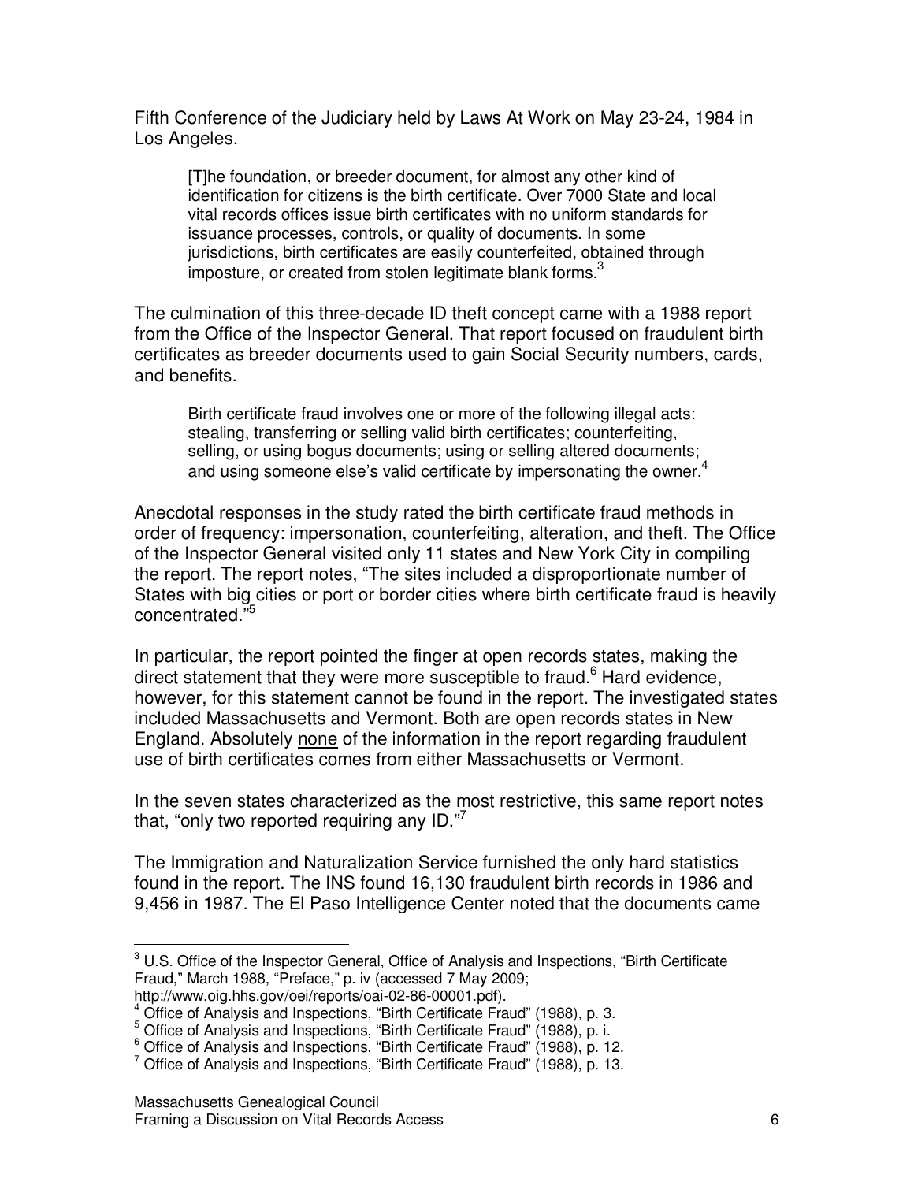Fifth Conference of the Judiciary held by Laws At Work on May 23-24, 1984 in Los Angeles.

> [T]he foundation, or breeder document, for almost any other kind of identification for citizens is the birth certificate. Over 7000 State and local vital records offices issue birth certificates with no uniform standards for issuance processes, controls, or quality of documents. In some jurisdictions, birth certificates are easily counterfeited, obtained through imposture, or created from stolen legitimate blank forms.[3]

The culmination of this three-decade ID theft concept came with a 1988 report from the Office of the Inspector General. That report focused on fraudulent birth certificates as breeder documents used to gain Social Security numbers, cards, and benefits.

> Birth certificate fraud involves one or more of the following illegal acts: stealing, transferring or selling valid birth certificates; counterfeiting, selling, or using bogus documents; using or selling altered documents; and using someone else's valid certificate by impersonating the owner.[4]

Anecdotal responses in the study rated the birth certificate fraud methods in order of frequency: impersonation, counterfeiting, alteration, and theft. The Office of the Inspector General visited only 11 states and New York City in compiling the report. The report notes, "The sites included a disproportionate number of States with big cities or port or border cities where birth certificate fraud is heavily concentrated."[5]

In particular, the report pointed the finger at open records states, making the direct statement that they were more susceptible to fraud.[6] Hard evidence, however, for this statement cannot be found in the report. The investigated states included Massachusetts and Vermont. Both are open records states in New England. Absolutely <u>none</u> of the information in the report regarding fraudulent use of birth certificates comes from either Massachusetts or Vermont.

In the seven states characterized as the most restrictive, this same report notes that, "only two reported requiring any ID."[7]

The Immigration and Naturalization Service furnished the only hard statistics found in the report. The INS found 16,130 fraudulent birth records in 1986 and 9,456 in 1987. The El Paso Intelligence Center noted that the documents came

---

[3] U.S. Office of the Inspector General, Office of Analysis and Inspections, "Birth Certificate Fraud," March 1988, "Preface," p. iv (accessed 7 May 2009; http://www.oig.hhs.gov/oei/reports/oai-02-86-00001.pdf).

[4] Office of Analysis and Inspections, "Birth Certificate Fraud" (1988), p. 3.

[5] Office of Analysis and Inspections, "Birth Certificate Fraud" (1988), p. i.

[6] Office of Analysis and Inspections, "Birth Certificate Fraud" (1988), p. 12.

[7] Office of Analysis and Inspections, "Birth Certificate Fraud" (1988), p. 13.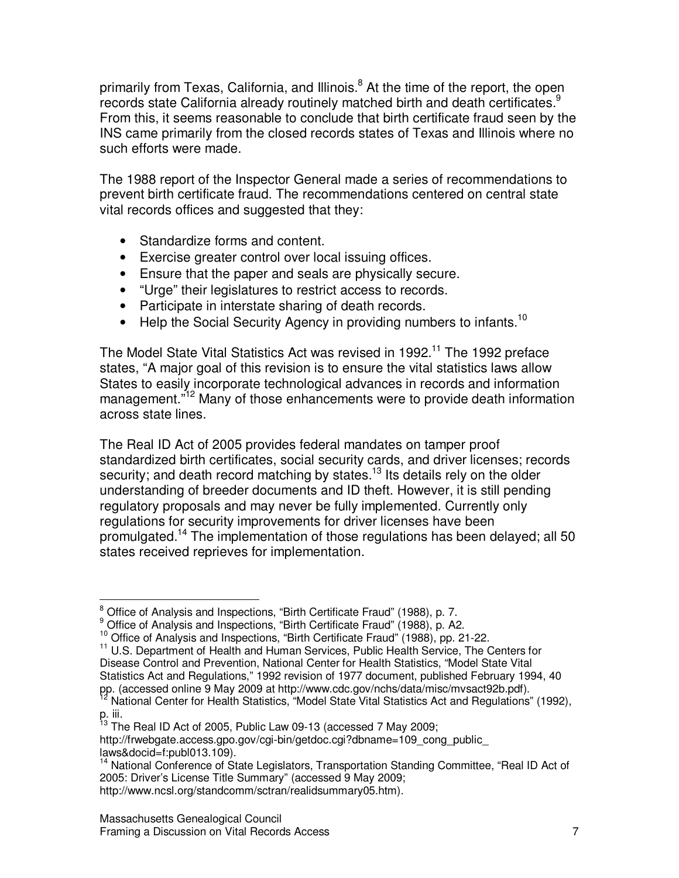primarily from Texas, California, and Illinois.[8] At the time of the report, the open records state California already routinely matched birth and death certificates.[9] From this, it seems reasonable to conclude that birth certificate fraud seen by the INS came primarily from the closed records states of Texas and Illinois where no such efforts were made.

The 1988 report of the Inspector General made a series of recommendations to prevent birth certificate fraud. The recommendations centered on central state vital records offices and suggested that they:

- Standardize forms and content.
- Exercise greater control over local issuing offices.
- Ensure that the paper and seals are physically secure.
- "Urge" their legislatures to restrict access to records.
- Participate in interstate sharing of death records.
- Help the Social Security Agency in providing numbers to infants.[10]

The Model State Vital Statistics Act was revised in 1992.[11] The 1992 preface states, "A major goal of this revision is to ensure the vital statistics laws allow States to easily incorporate technological advances in records and information management."[12] Many of those enhancements were to provide death information across state lines.

The Real ID Act of 2005 provides federal mandates on tamper proof standardized birth certificates, social security cards, and driver licenses; records security; and death record matching by states.[13] Its details rely on the older understanding of breeder documents and ID theft. However, it is still pending regulatory proposals and may never be fully implemented. Currently only regulations for security improvements for driver licenses have been promulgated.[14] The implementation of those regulations has been delayed; all 50 states received reprieves for implementation.

---

[8] Office of Analysis and Inspections, "Birth Certificate Fraud" (1988), p. 7.

[9] Office of Analysis and Inspections, "Birth Certificate Fraud" (1988), p. A2.

[10] Office of Analysis and Inspections, "Birth Certificate Fraud" (1988), pp. 21-22.

[11] U.S. Department of Health and Human Services, Public Health Service, The Centers for Disease Control and Prevention, National Center for Health Statistics, "Model State Vital Statistics Act and Regulations," 1992 revision of 1977 document, published February 1994, 40 pp. (accessed online 9 May 2009 at http://www.cdc.gov/nchs/data/misc/mvsact92b.pdf).

[12] National Center for Health Statistics, "Model State Vital Statistics Act and Regulations" (1992), p. iii.

[13] The Real ID Act of 2005, Public Law 09-13 (accessed 7 May 2009; http://frwebgate.access.gpo.gov/cgi-bin/getdoc.cgi?dbname=109_cong_public_laws&docid=f:publ013.109).

[14] National Conference of State Legislators, Transportation Standing Committee, "Real ID Act of 2005: Driver's License Title Summary" (accessed 9 May 2009; http://www.ncsl.org/standcomm/sctran/realidsummary05.htm).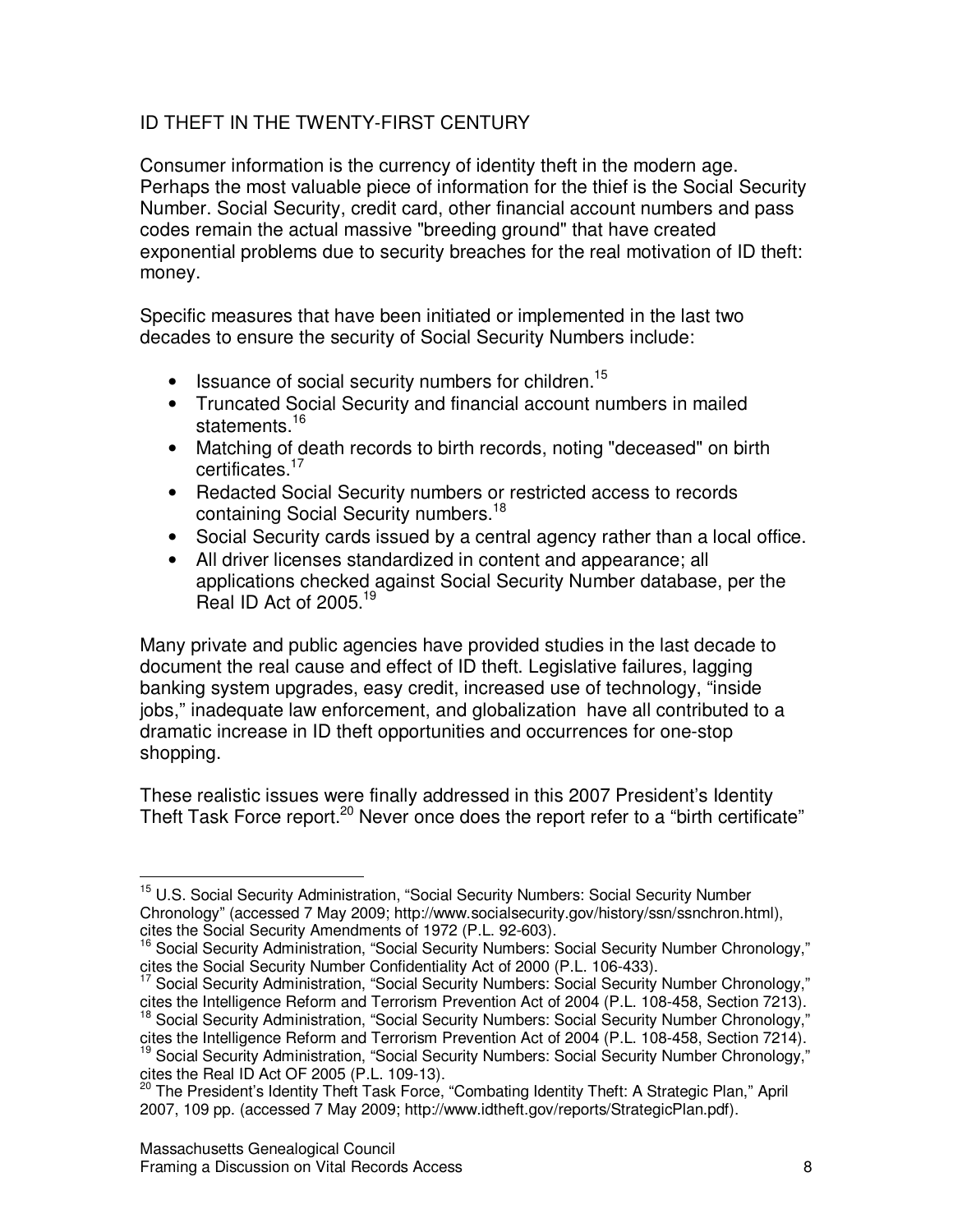## ID THEFT IN THE TWENTY-FIRST CENTURY

Consumer information is the currency of identity theft in the modern age. Perhaps the most valuable piece of information for the thief is the Social Security Number. Social Security, credit card, other financial account numbers and pass codes remain the actual massive "breeding ground" that have created exponential problems due to security breaches for the real motivation of ID theft: money.

Specific measures that have been initiated or implemented in the last two decades to ensure the security of Social Security Numbers include:

- Issuance of social security numbers for children.[15]
- Truncated Social Security and financial account numbers in mailed statements.[16]
- Matching of death records to birth records, noting "deceased" on birth certificates.[17]
- Redacted Social Security numbers or restricted access to records containing Social Security numbers.[18]
- Social Security cards issued by a central agency rather than a local office.
- All driver licenses standardized in content and appearance; all applications checked against Social Security Number database, per the Real ID Act of 2005.[19]

Many private and public agencies have provided studies in the last decade to document the real cause and effect of ID theft. Legislative failures, lagging banking system upgrades, easy credit, increased use of technology, "inside jobs," inadequate law enforcement, and globalization have all contributed to a dramatic increase in ID theft opportunities and occurrences for one-stop shopping.

These realistic issues were finally addressed in this 2007 President's Identity Theft Task Force report.[20] Never once does the report refer to a "birth certificate"

---

[15] U.S. Social Security Administration, "Social Security Numbers: Social Security Number Chronology" (accessed 7 May 2009; http://www.socialsecurity.gov/history/ssn/ssnchron.html), cites the Social Security Amendments of 1972 (P.L. 92-603).

[16] Social Security Administration, "Social Security Numbers: Social Security Number Chronology," cites the Social Security Number Confidentiality Act of 2000 (P.L. 106-433).

[17] Social Security Administration, "Social Security Numbers: Social Security Number Chronology," cites the Intelligence Reform and Terrorism Prevention Act of 2004 (P.L. 108-458, Section 7213).

[18] Social Security Administration, "Social Security Numbers: Social Security Number Chronology," cites the Intelligence Reform and Terrorism Prevention Act of 2004 (P.L. 108-458, Section 7214).

[19] Social Security Administration, "Social Security Numbers: Social Security Number Chronology," cites the Real ID Act OF 2005 (P.L. 109-13).

[20] The President's Identity Theft Task Force, "Combating Identity Theft: A Strategic Plan," April 2007, 109 pp. (accessed 7 May 2009; http://www.idtheft.gov/reports/StrategicPlan.pdf).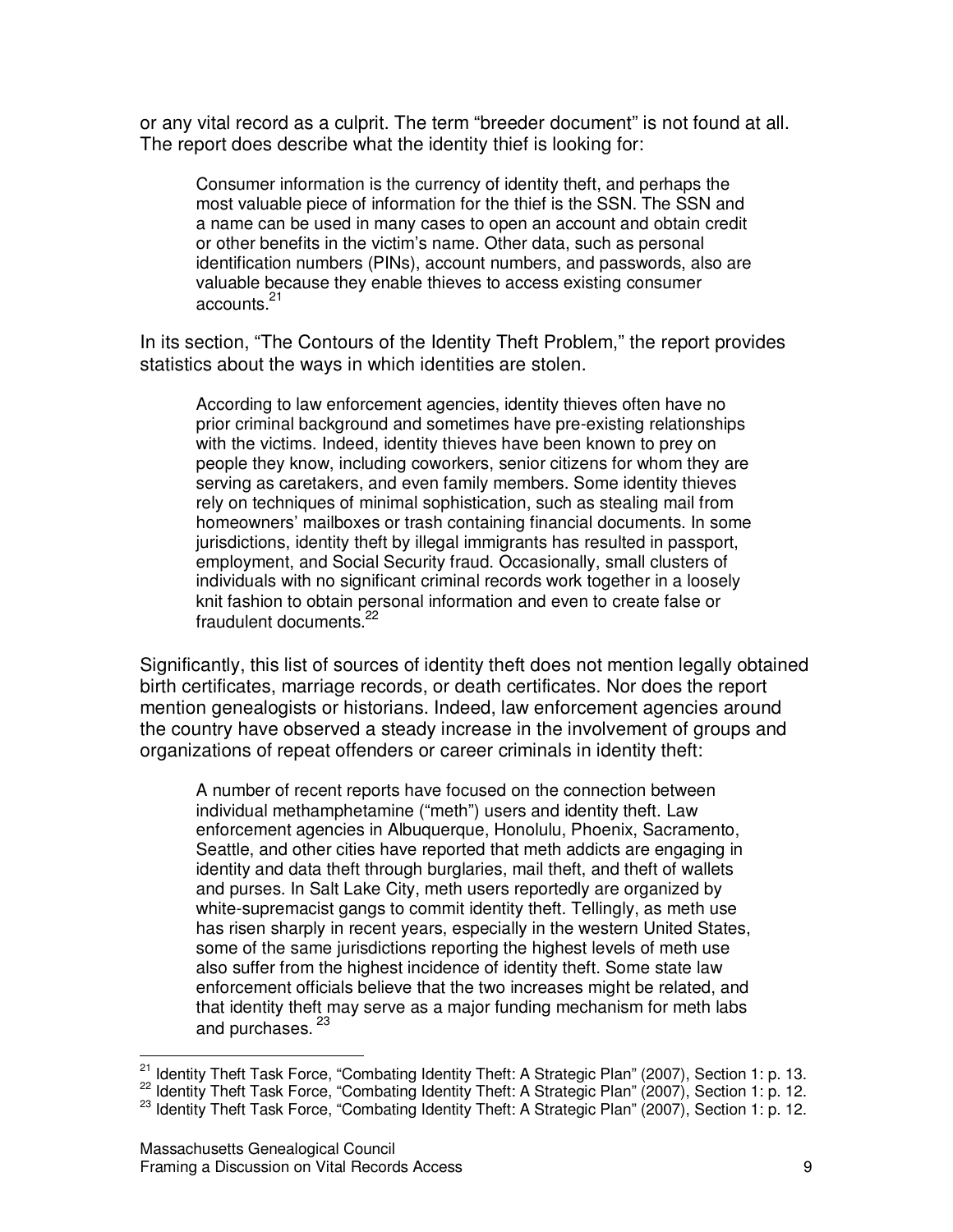or any vital record as a culprit. The term "breeder document" is not found at all. The report does describe what the identity thief is looking for:

> Consumer information is the currency of identity theft, and perhaps the most valuable piece of information for the thief is the SSN. The SSN and a name can be used in many cases to open an account and obtain credit or other benefits in the victim's name. Other data, such as personal identification numbers (PINs), account numbers, and passwords, also are valuable because they enable thieves to access existing consumer accounts.[21]

In its section, "The Contours of the Identity Theft Problem," the report provides statistics about the ways in which identities are stolen.

> According to law enforcement agencies, identity thieves often have no prior criminal background and sometimes have pre-existing relationships with the victims. Indeed, identity thieves have been known to prey on people they know, including coworkers, senior citizens for whom they are serving as caretakers, and even family members. Some identity thieves rely on techniques of minimal sophistication, such as stealing mail from homeowners' mailboxes or trash containing financial documents. In some jurisdictions, identity theft by illegal immigrants has resulted in passport, employment, and Social Security fraud. Occasionally, small clusters of individuals with no significant criminal records work together in a loosely knit fashion to obtain personal information and even to create false or fraudulent documents.[22]

Significantly, this list of sources of identity theft does not mention legally obtained birth certificates, marriage records, or death certificates. Nor does the report mention genealogists or historians. Indeed, law enforcement agencies around the country have observed a steady increase in the involvement of groups and organizations of repeat offenders or career criminals in identity theft:

> A number of recent reports have focused on the connection between individual methamphetamine ("meth") users and identity theft. Law enforcement agencies in Albuquerque, Honolulu, Phoenix, Sacramento, Seattle, and other cities have reported that meth addicts are engaging in identity and data theft through burglaries, mail theft, and theft of wallets and purses. In Salt Lake City, meth users reportedly are organized by white-supremacist gangs to commit identity theft. Tellingly, as meth use has risen sharply in recent years, especially in the western United States, some of the same jurisdictions reporting the highest levels of meth use also suffer from the highest incidence of identity theft. Some state law enforcement officials believe that the two increases might be related, and that identity theft may serve as a major funding mechanism for meth labs and purchases.[23]

---

[21] Identity Theft Task Force, "Combating Identity Theft: A Strategic Plan" (2007), Section 1: p. 13.

[22] Identity Theft Task Force, "Combating Identity Theft: A Strategic Plan" (2007), Section 1: p. 12.

[23] Identity Theft Task Force, "Combating Identity Theft: A Strategic Plan" (2007), Section 1: p. 12.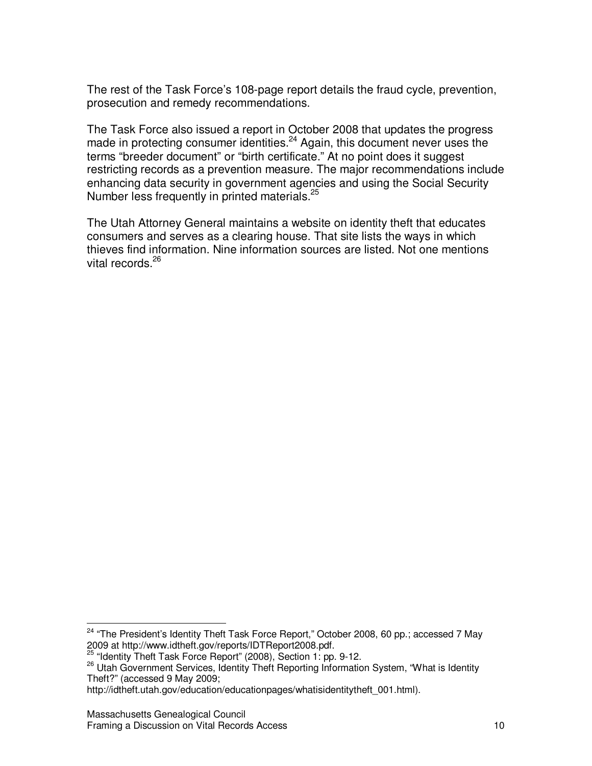The rest of the Task Force's 108-page report details the fraud cycle, prevention, prosecution and remedy recommendations.

The Task Force also issued a report in October 2008 that updates the progress made in protecting consumer identities.[24] Again, this document never uses the terms "breeder document" or "birth certificate." At no point does it suggest restricting records as a prevention measure. The major recommendations include enhancing data security in government agencies and using the Social Security Number less frequently in printed materials.[25]

The Utah Attorney General maintains a website on identity theft that educates consumers and serves as a clearing house. That site lists the ways in which thieves find information. Nine information sources are listed. Not one mentions vital records.[26]

---

[24] "The President's Identity Theft Task Force Report," October 2008, 60 pp.; accessed 7 May 2009 at http://www.idtheft.gov/reports/IDTReport2008.pdf.

[25] "Identity Theft Task Force Report" (2008), Section 1: pp. 9-12.

[26] Utah Government Services, Identity Theft Reporting Information System, "What is Identity Theft?" (accessed 9 May 2009; http://idtheft.utah.gov/education/educationpages/whatisidentitytheft_001.html).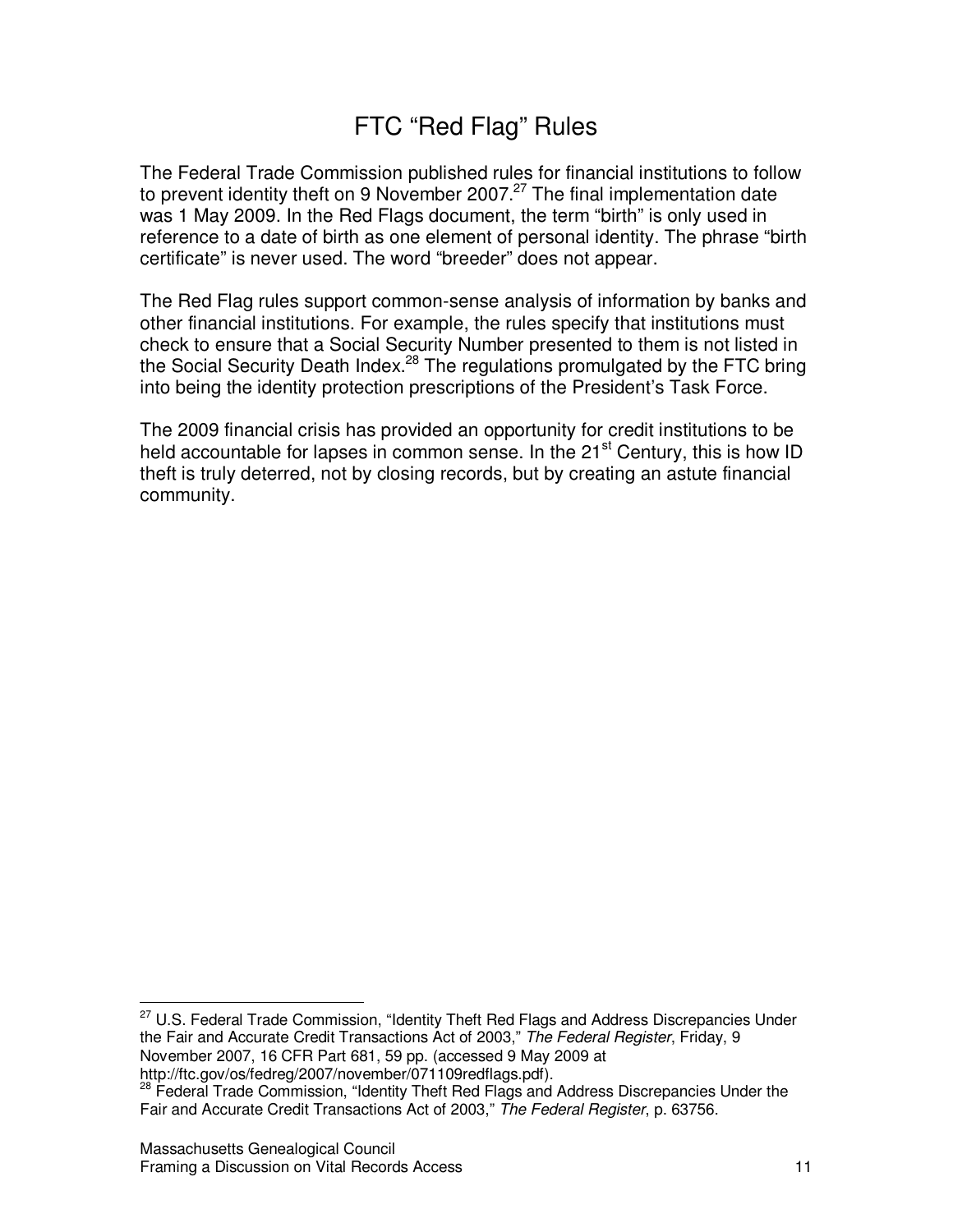# FTC "Red Flag" Rules

The Federal Trade Commission published rules for financial institutions to follow to prevent identity theft on 9 November 2007.[27] The final implementation date was 1 May 2009. In the Red Flags document, the term "birth" is only used in reference to a date of birth as one element of personal identity. The phrase "birth certificate" is never used. The word "breeder" does not appear.

The Red Flag rules support common-sense analysis of information by banks and other financial institutions. For example, the rules specify that institutions must check to ensure that a Social Security Number presented to them is not listed in the Social Security Death Index.[28] The regulations promulgated by the FTC bring into being the identity protection prescriptions of the President's Task Force.

The 2009 financial crisis has provided an opportunity for credit institutions to be held accountable for lapses in common sense. In the 21st Century, this is how ID theft is truly deterred, not by closing records, but by creating an astute financial community.

---

[27] U.S. Federal Trade Commission, "Identity Theft Red Flags and Address Discrepancies Under the Fair and Accurate Credit Transactions Act of 2003," *The Federal Register*, Friday, 9 November 2007, 16 CFR Part 681, 59 pp. (accessed 9 May 2009 at http://ftc.gov/os/fedreg/2007/november/071109redflags.pdf).

[28] Federal Trade Commission, "Identity Theft Red Flags and Address Discrepancies Under the Fair and Accurate Credit Transactions Act of 2003," *The Federal Register*, p. 63756.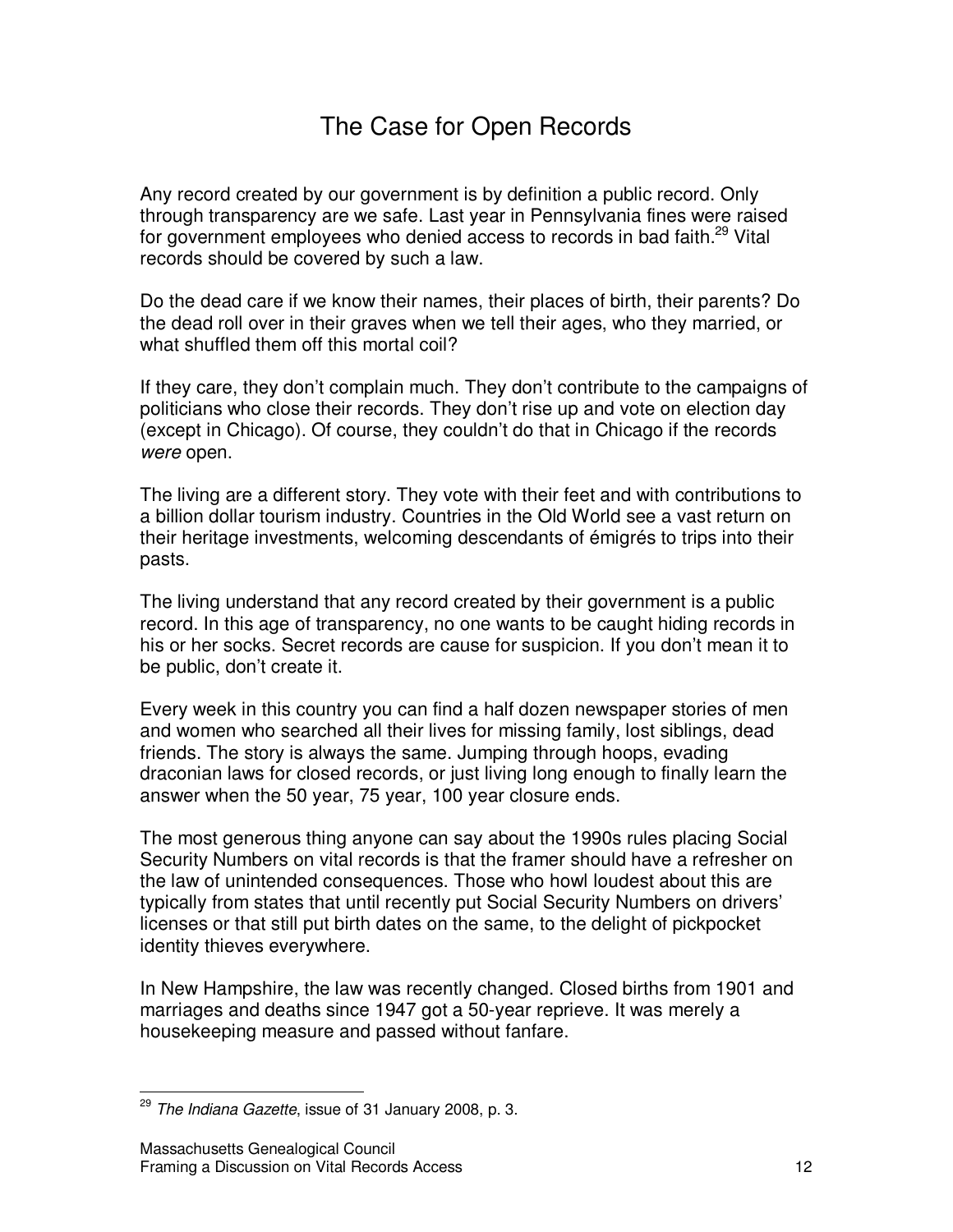# The Case for Open Records

Any record created by our government is by definition a public record. Only through transparency are we safe. Last year in Pennsylvania fines were raised for government employees who denied access to records in bad faith.[29] Vital records should be covered by such a law.

Do the dead care if we know their names, their places of birth, their parents? Do the dead roll over in their graves when we tell their ages, who they married, or what shuffled them off this mortal coil?

If they care, they don't complain much. They don't contribute to the campaigns of politicians who close their records. They don't rise up and vote on election day (except in Chicago). Of course, they couldn't do that in Chicago if the records *were* open.

The living are a different story. They vote with their feet and with contributions to a billion dollar tourism industry. Countries in the Old World see a vast return on their heritage investments, welcoming descendants of émigrés to trips into their pasts.

The living understand that any record created by their government is a public record. In this age of transparency, no one wants to be caught hiding records in his or her socks. Secret records are cause for suspicion. If you don't mean it to be public, don't create it.

Every week in this country you can find a half dozen newspaper stories of men and women who searched all their lives for missing family, lost siblings, dead friends. The story is always the same. Jumping through hoops, evading draconian laws for closed records, or just living long enough to finally learn the answer when the 50 year, 75 year, 100 year closure ends.

The most generous thing anyone can say about the 1990s rules placing Social Security Numbers on vital records is that the framer should have a refresher on the law of unintended consequences. Those who howl loudest about this are typically from states that until recently put Social Security Numbers on drivers' licenses or that still put birth dates on the same, to the delight of pickpocket identity thieves everywhere.

In New Hampshire, the law was recently changed. Closed births from 1901 and marriages and deaths since 1947 got a 50-year reprieve. It was merely a housekeeping measure and passed without fanfare.

---

[29] *The Indiana Gazette*, issue of 31 January 2008, p. 3.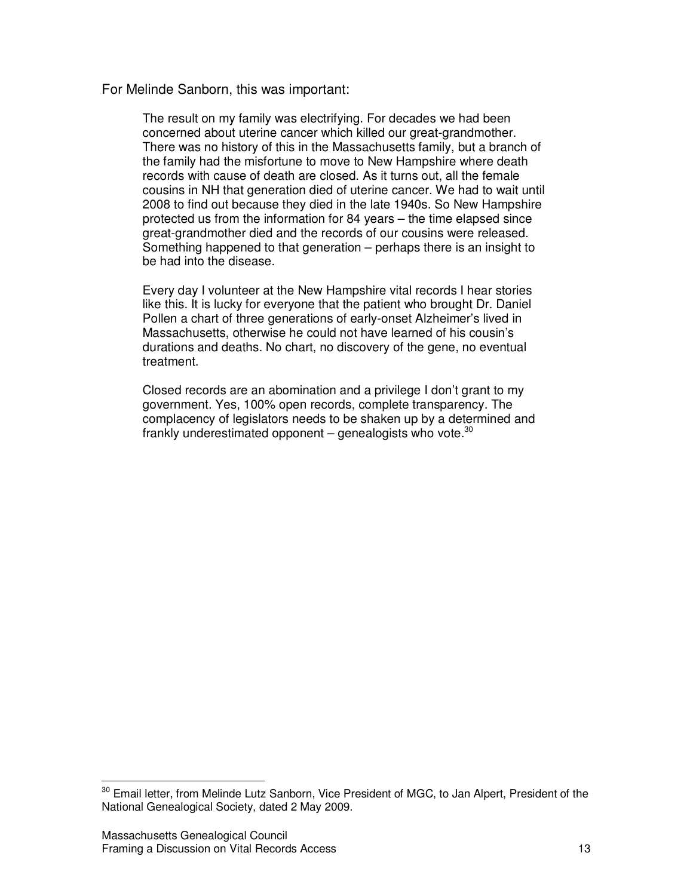For Melinde Sanborn, this was important:

> The result on my family was electrifying. For decades we had been concerned about uterine cancer which killed our great-grandmother. There was no history of this in the Massachusetts family, but a branch of the family had the misfortune to move to New Hampshire where death records with cause of death are closed. As it turns out, all the female cousins in NH that generation died of uterine cancer. We had to wait until 2008 to find out because they died in the late 1940s. So New Hampshire protected us from the information for 84 years – the time elapsed since great-grandmother died and the records of our cousins were released. Something happened to that generation – perhaps there is an insight to be had into the disease.
>
> Every day I volunteer at the New Hampshire vital records I hear stories like this. It is lucky for everyone that the patient who brought Dr. Daniel Pollen a chart of three generations of early-onset Alzheimer's lived in Massachusetts, otherwise he could not have learned of his cousin's durations and deaths. No chart, no discovery of the gene, no eventual treatment.
>
> Closed records are an abomination and a privilege I don't grant to my government. Yes, 100% open records, complete transparency. The complacency of legislators needs to be shaken up by a determined and frankly underestimated opponent – genealogists who vote.[30]

---

[30] Email letter, from Melinde Lutz Sanborn, Vice President of MGC, to Jan Alpert, President of the National Genealogical Society, dated 2 May 2009.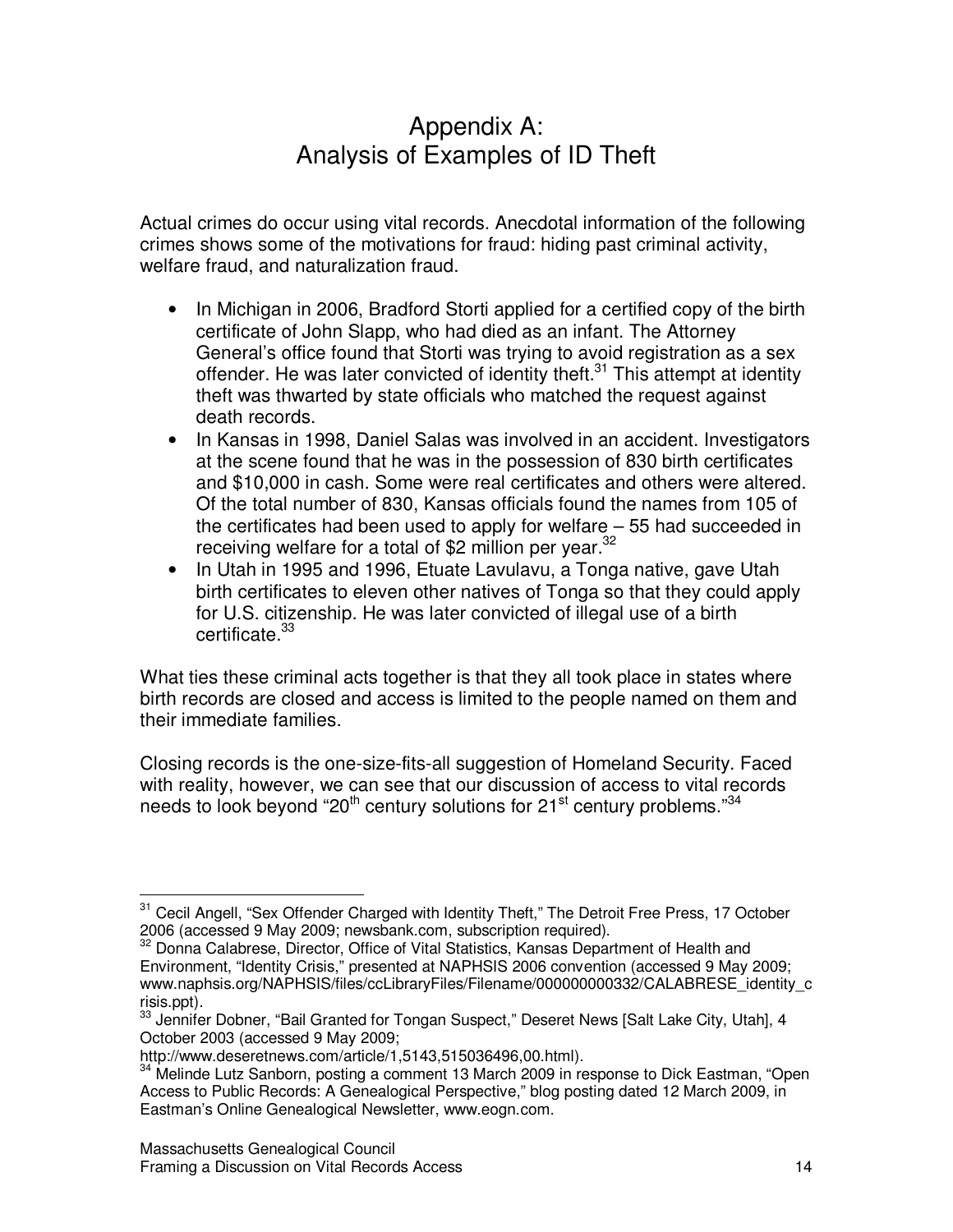# Appendix A: Analysis of Examples of ID Theft

Actual crimes do occur using vital records. Anecdotal information of the following crimes shows some of the motivations for fraud: hiding past criminal activity, welfare fraud, and naturalization fraud.

- In Michigan in 2006, Bradford Storti applied for a certified copy of the birth certificate of John Slapp, who had died as an infant. The Attorney General's office found that Storti was trying to avoid registration as a sex offender. He was later convicted of identity theft.[31] This attempt at identity theft was thwarted by state officials who matched the request against death records.
- In Kansas in 1998, Daniel Salas was involved in an accident. Investigators at the scene found that he was in the possession of 830 birth certificates and $10,000 in cash. Some were real certificates and others were altered. Of the total number of 830, Kansas officials found the names from 105 of the certificates had been used to apply for welfare – 55 had succeeded in receiving welfare for a total of $2 million per year.[32]
- In Utah in 1995 and 1996, Etuate Lavulavu, a Tonga native, gave Utah birth certificates to eleven other natives of Tonga so that they could apply for U.S. citizenship. He was later convicted of illegal use of a birth certificate.[33]

What ties these criminal acts together is that they all took place in states where birth records are closed and access is limited to the people named on them and their immediate families.

Closing records is the one-size-fits-all suggestion of Homeland Security. Faced with reality, however, we can see that our discussion of access to vital records needs to look beyond "20th century solutions for 21st century problems."[34]

---

[31] Cecil Angell, "Sex Offender Charged with Identity Theft," The Detroit Free Press, 17 October 2006 (accessed 9 May 2009; newsbank.com, subscription required).

[32] Donna Calabrese, Director, Office of Vital Statistics, Kansas Department of Health and Environment, "Identity Crisis," presented at NAPHSIS 2006 convention (accessed 9 May 2009; www.naphsis.org/NAPHSIS/files/ccLibraryFiles/Filename/000000000332/CALABRESE_identity_crisis.ppt).

[33] Jennifer Dobner, "Bail Granted for Tongan Suspect," Deseret News [Salt Lake City, Utah], 4 October 2003 (accessed 9 May 2009; http://www.deseretnews.com/article/1,5143,515036496,00.html).

[34] Melinde Lutz Sanborn, posting a comment 13 March 2009 in response to Dick Eastman, "Open Access to Public Records: A Genealogical Perspective," blog posting dated 12 March 2009, in Eastman's Online Genealogical Newsletter, www.eogn.com.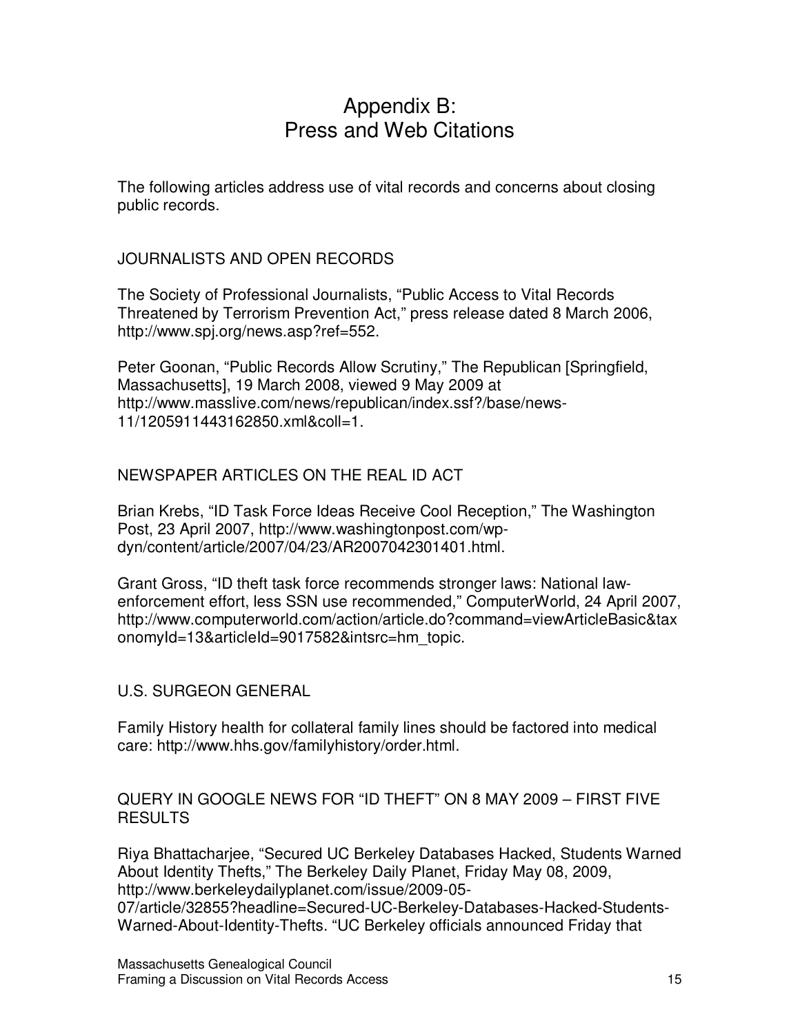# Appendix B:
# Press and Web Citations

The following articles address use of vital records and concerns about closing public records.

## JOURNALISTS AND OPEN RECORDS

The Society of Professional Journalists, "Public Access to Vital Records Threatened by Terrorism Prevention Act," press release dated 8 March 2006, http://www.spj.org/news.asp?ref=552.

Peter Goonan, "Public Records Allow Scrutiny," The Republican [Springfield, Massachusetts], 19 March 2008, viewed 9 May 2009 at http://www.masslive.com/news/republican/index.ssf?/base/news-11/1205911443162850.xml&coll=1.

## NEWSPAPER ARTICLES ON THE REAL ID ACT

Brian Krebs, "ID Task Force Ideas Receive Cool Reception," The Washington Post, 23 April 2007, http://www.washingtonpost.com/wp-dyn/content/article/2007/04/23/AR2007042301401.html.

Grant Gross, "ID theft task force recommends stronger laws: National law-enforcement effort, less SSN use recommended," ComputerWorld, 24 April 2007, http://www.computerworld.com/action/article.do?command=viewArticleBasic&taxonomyId=13&articleId=9017582&intsrc=hm_topic.

## U.S. SURGEON GENERAL

Family History health for collateral family lines should be factored into medical care: http://www.hhs.gov/familyhistory/order.html.

## QUERY IN GOOGLE NEWS FOR "ID THEFT" ON 8 MAY 2009 – FIRST FIVE RESULTS

Riya Bhattacharjee, "Secured UC Berkeley Databases Hacked, Students Warned About Identity Thefts," The Berkeley Daily Planet, Friday May 08, 2009, http://www.berkeleydailyplanet.com/issue/2009-05-07/article/32855?headline=Secured-UC-Berkeley-Databases-Hacked-Students-Warned-About-Identity-Thefts. "UC Berkeley officials announced Friday that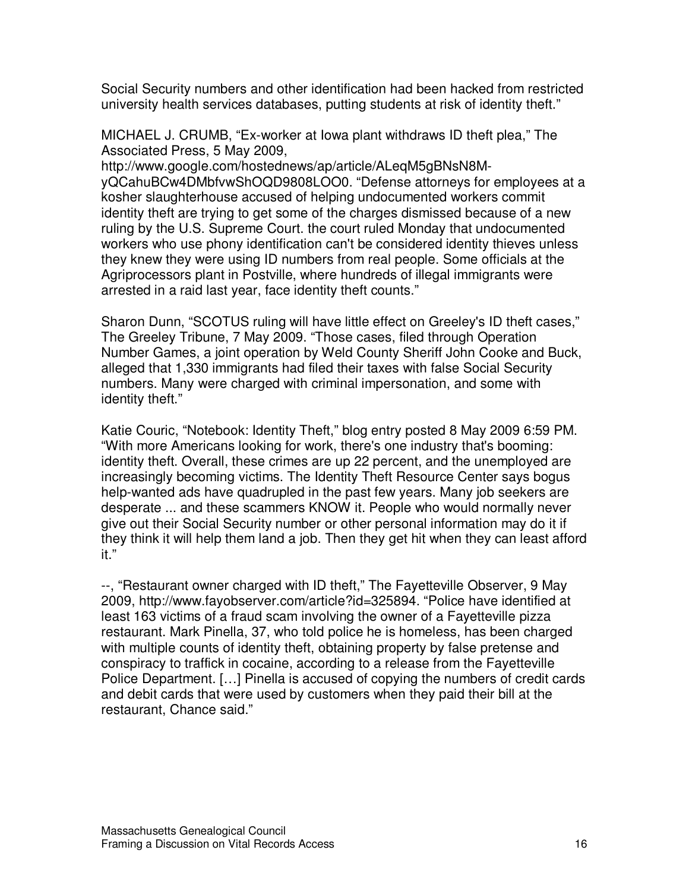Social Security numbers and other identification had been hacked from restricted university health services databases, putting students at risk of identity theft."

MICHAEL J. CRUMB, "Ex-worker at Iowa plant withdraws ID theft plea," The Associated Press, 5 May 2009, http://www.google.com/hostednews/ap/article/ALeqM5gBNsN8M-yQCahuBCw4DMbfvwShOQD9808LOO0. "Defense attorneys for employees at a kosher slaughterhouse accused of helping undocumented workers commit identity theft are trying to get some of the charges dismissed because of a new ruling by the U.S. Supreme Court. the court ruled Monday that undocumented workers who use phony identification can't be considered identity thieves unless they knew they were using ID numbers from real people. Some officials at the Agriprocessors plant in Postville, where hundreds of illegal immigrants were arrested in a raid last year, face identity theft counts."

Sharon Dunn, "SCOTUS ruling will have little effect on Greeley's ID theft cases," The Greeley Tribune, 7 May 2009. "Those cases, filed through Operation Number Games, a joint operation by Weld County Sheriff John Cooke and Buck, alleged that 1,330 immigrants had filed their taxes with false Social Security numbers. Many were charged with criminal impersonation, and some with identity theft."

Katie Couric, "Notebook: Identity Theft," blog entry posted 8 May 2009 6:59 PM. "With more Americans looking for work, there's one industry that's booming: identity theft. Overall, these crimes are up 22 percent, and the unemployed are increasingly becoming victims. The Identity Theft Resource Center says bogus help-wanted ads have quadrupled in the past few years. Many job seekers are desperate ... and these scammers KNOW it. People who would normally never give out their Social Security number or other personal information may do it if they think it will help them land a job. Then they get hit when they can least afford it."

--, "Restaurant owner charged with ID theft," The Fayetteville Observer, 9 May 2009, http://www.fayobserver.com/article?id=325894. "Police have identified at least 163 victims of a fraud scam involving the owner of a Fayetteville pizza restaurant. Mark Pinella, 37, who told police he is homeless, has been charged with multiple counts of identity theft, obtaining property by false pretense and conspiracy to traffick in cocaine, according to a release from the Fayetteville Police Department. […] Pinella is accused of copying the numbers of credit cards and debit cards that were used by customers when they paid their bill at the restaurant, Chance said."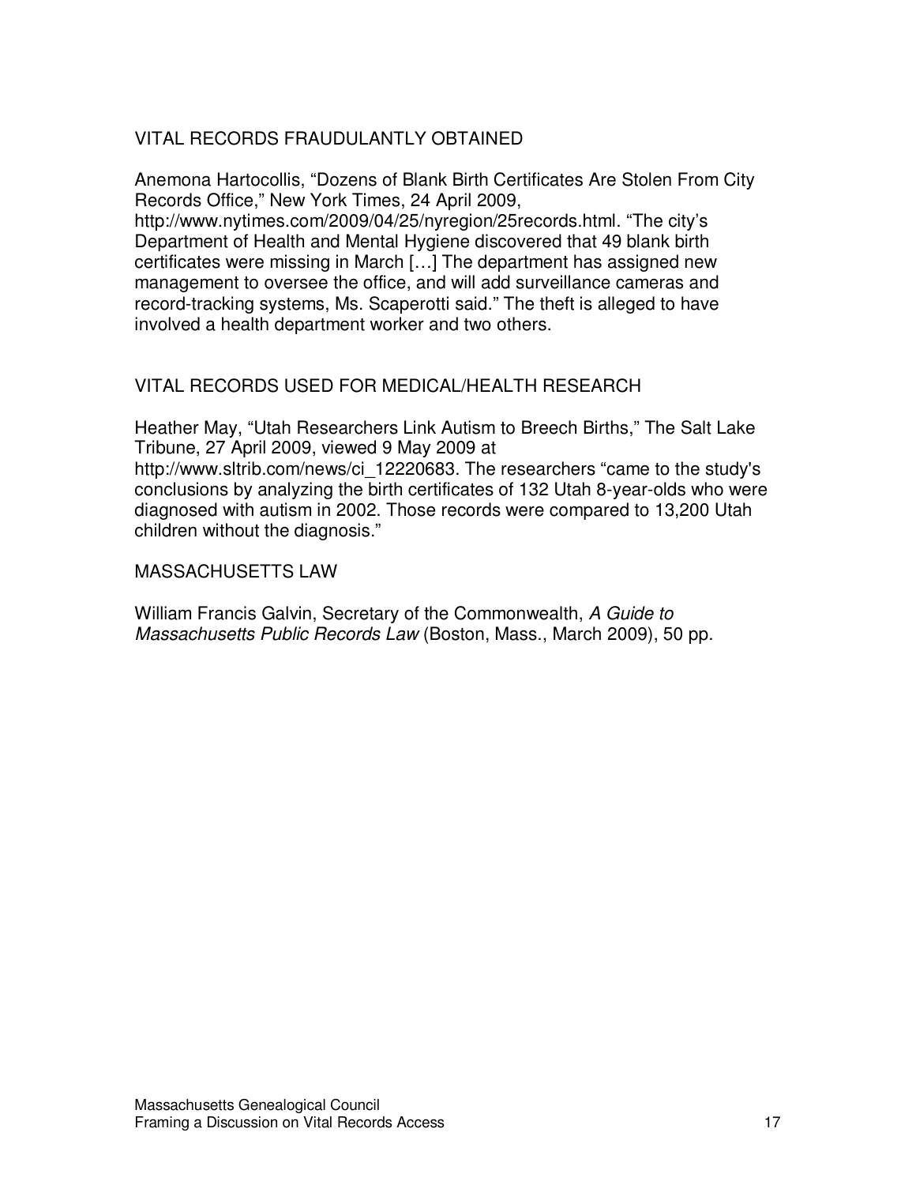## VITAL RECORDS FRAUDULANTLY OBTAINED

Anemona Hartocollis, "Dozens of Blank Birth Certificates Are Stolen From City Records Office," New York Times, 24 April 2009, http://www.nytimes.com/2009/04/25/nyregion/25records.html. "The city's Department of Health and Mental Hygiene discovered that 49 blank birth certificates were missing in March […] The department has assigned new management to oversee the office, and will add surveillance cameras and record-tracking systems, Ms. Scaperotti said." The theft is alleged to have involved a health department worker and two others.

## VITAL RECORDS USED FOR MEDICAL/HEALTH RESEARCH

Heather May, "Utah Researchers Link Autism to Breech Births," The Salt Lake Tribune, 27 April 2009, viewed 9 May 2009 at http://www.sltrib.com/news/ci_12220683. The researchers "came to the study's conclusions by analyzing the birth certificates of 132 Utah 8-year-olds who were diagnosed with autism in 2002. Those records were compared to 13,200 Utah children without the diagnosis."

## MASSACHUSETTS LAW

William Francis Galvin, Secretary of the Commonwealth, *A Guide to Massachusetts Public Records Law* (Boston, Mass., March 2009), 50 pp.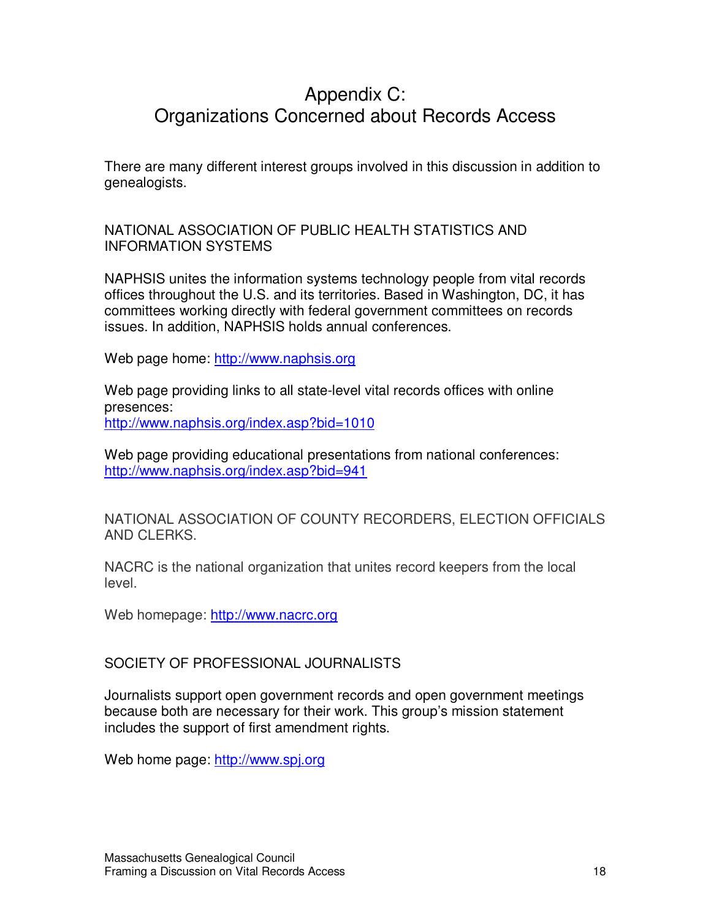# Appendix C:
# Organizations Concerned about Records Access

There are many different interest groups involved in this discussion in addition to genealogists.

## NATIONAL ASSOCIATION OF PUBLIC HEALTH STATISTICS AND INFORMATION SYSTEMS

NAPHSIS unites the information systems technology people from vital records offices throughout the U.S. and its territories. Based in Washington, DC, it has committees working directly with federal government committees on records issues. In addition, NAPHSIS holds annual conferences.

Web page home: http://www.naphsis.org

Web page providing links to all state-level vital records offices with online presences:
http://www.naphsis.org/index.asp?bid=1010

Web page providing educational presentations from national conferences:
http://www.naphsis.org/index.asp?bid=941

## NATIONAL ASSOCIATION OF COUNTY RECORDERS, ELECTION OFFICIALS AND CLERKS.

NACRC is the national organization that unites record keepers from the local level.

Web homepage: http://www.nacrc.org

## SOCIETY OF PROFESSIONAL JOURNALISTS

Journalists support open government records and open government meetings because both are necessary for their work. This group's mission statement includes the support of first amendment rights.

Web home page: http://www.spj.org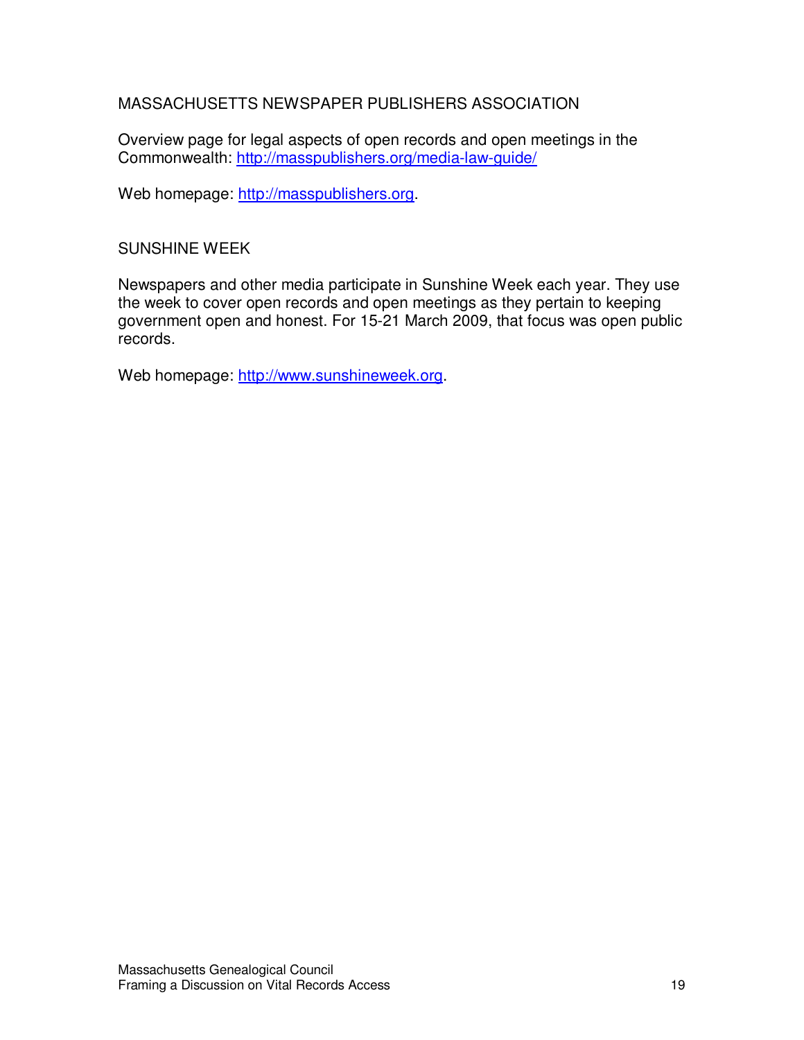## MASSACHUSETTS NEWSPAPER PUBLISHERS ASSOCIATION

Overview page for legal aspects of open records and open meetings in the Commonwealth: http://masspublishers.org/media-law-guide/

Web homepage: http://masspublishers.org.

## SUNSHINE WEEK

Newspapers and other media participate in Sunshine Week each year. They use the week to cover open records and open meetings as they pertain to keeping government open and honest. For 15-21 March 2009, that focus was open public records.

Web homepage: http://www.sunshineweek.org.